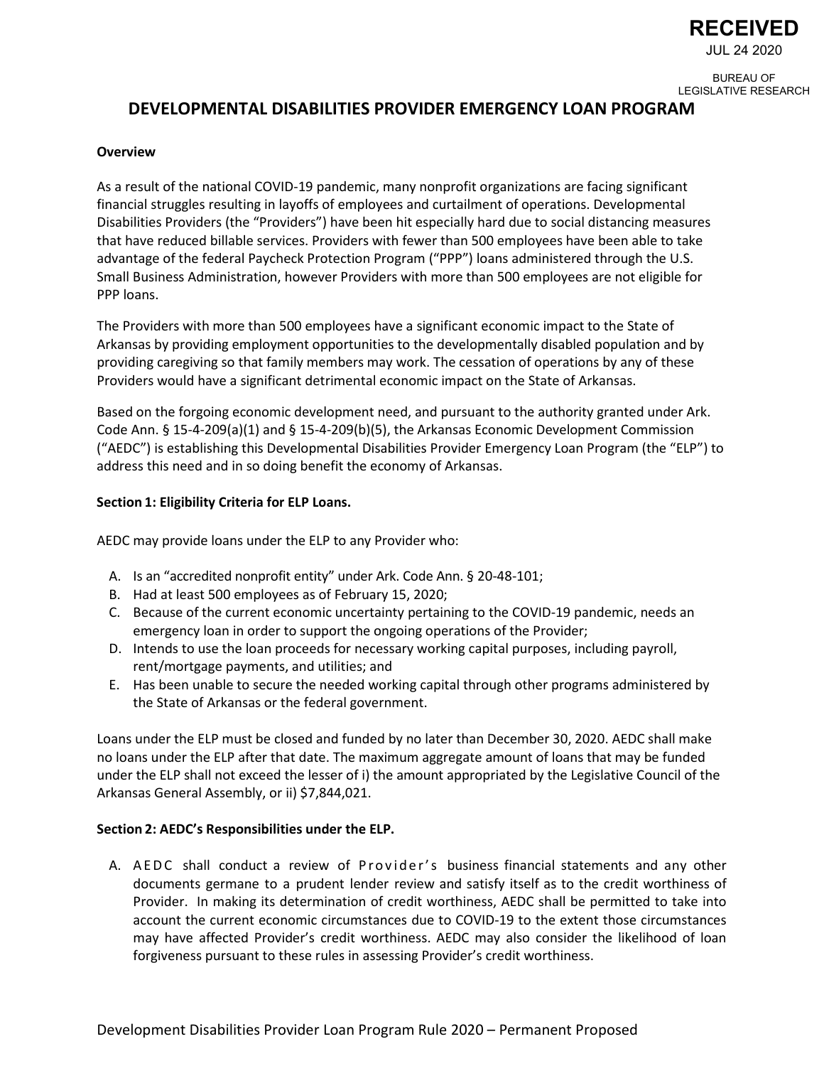**RECEIVED**
JUL 24 2020

BUREAU OF
LEGISLATIVE RESEARCH

# DEVELOPMENTAL DISABILITIES PROVIDER EMERGENCY LOAN PROGRAM

**Overview**

As a result of the national COVID-19 pandemic, many nonprofit organizations are facing significant financial struggles resulting in layoffs of employees and curtailment of operations. Developmental Disabilities Providers (the "Providers") have been hit especially hard due to social distancing measures that have reduced billable services. Providers with fewer than 500 employees have been able to take advantage of the federal Paycheck Protection Program ("PPP") loans administered through the U.S. Small Business Administration, however Providers with more than 500 employees are not eligible for PPP loans.

The Providers with more than 500 employees have a significant economic impact to the State of Arkansas by providing employment opportunities to the developmentally disabled population and by providing caregiving so that family members may work. The cessation of operations by any of these Providers would have a significant detrimental economic impact on the State of Arkansas.

Based on the forgoing economic development need, and pursuant to the authority granted under Ark. Code Ann. § 15-4-209(a)(1) and § 15-4-209(b)(5), the Arkansas Economic Development Commission ("AEDC") is establishing this Developmental Disabilities Provider Emergency Loan Program (the "ELP") to address this need and in so doing benefit the economy of Arkansas.

**Section 1: Eligibility Criteria for ELP Loans.**

AEDC may provide loans under the ELP to any Provider who:

A. Is an "accredited nonprofit entity" under Ark. Code Ann. § 20-48-101;
B. Had at least 500 employees as of February 15, 2020;
C. Because of the current economic uncertainty pertaining to the COVID-19 pandemic, needs an emergency loan in order to support the ongoing operations of the Provider;
D. Intends to use the loan proceeds for necessary working capital purposes, including payroll, rent/mortgage payments, and utilities; and
E. Has been unable to secure the needed working capital through other programs administered by the State of Arkansas or the federal government.

Loans under the ELP must be closed and funded by no later than December 30, 2020. AEDC shall make no loans under the ELP after that date. The maximum aggregate amount of loans that may be funded under the ELP shall not exceed the lesser of i) the amount appropriated by the Legislative Council of the Arkansas General Assembly, or ii) $7,844,021.

**Section 2: AEDC's Responsibilities under the ELP.**

A. AEDC shall conduct a review of Provider's business financial statements and any other documents germane to a prudent lender review and satisfy itself as to the credit worthiness of Provider. In making its determination of credit worthiness, AEDC shall be permitted to take into account the current economic circumstances due to COVID-19 to the extent those circumstances may have affected Provider's credit worthiness. AEDC may also consider the likelihood of loan forgiveness pursuant to these rules in assessing Provider's credit worthiness.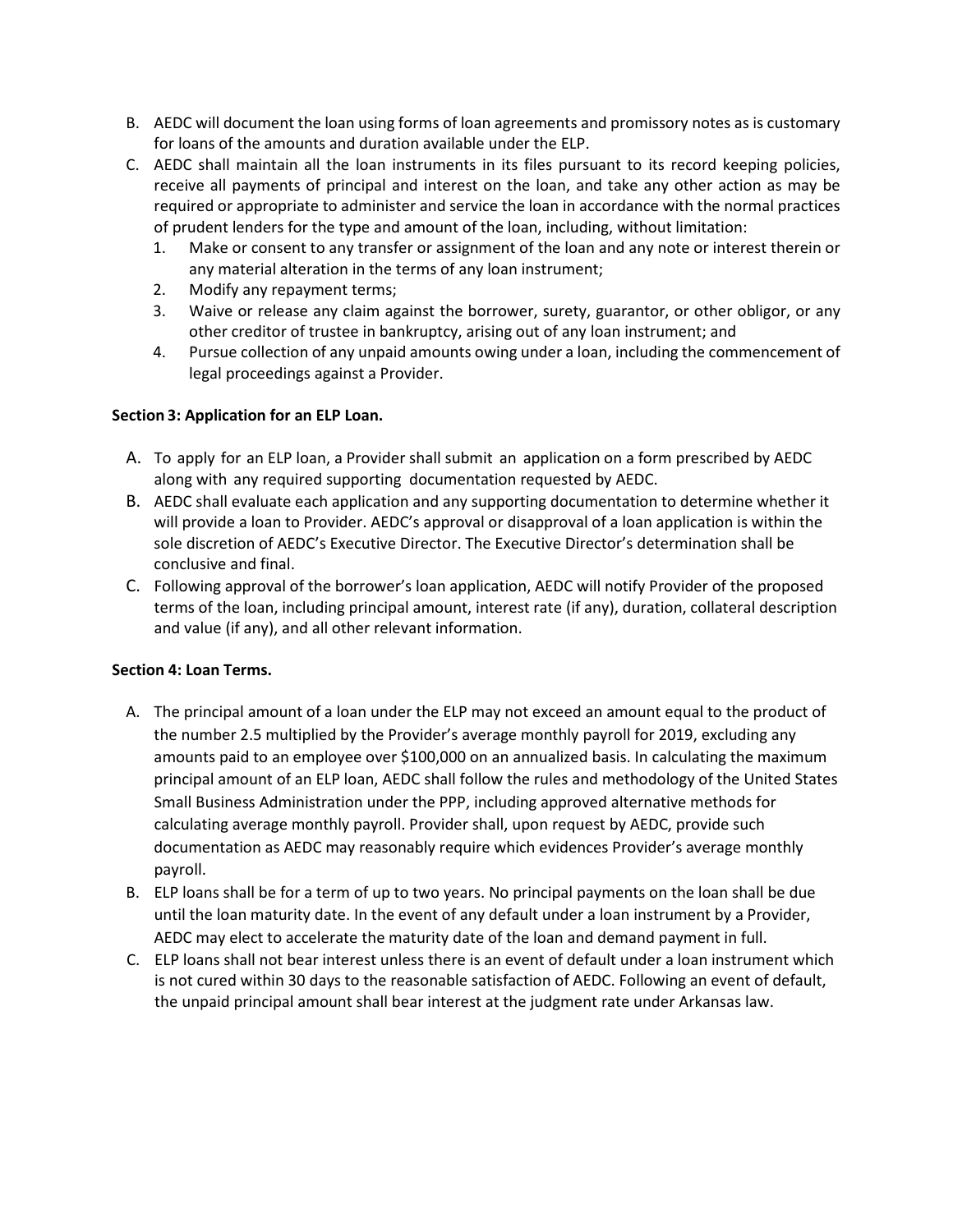B. AEDC will document the loan using forms of loan agreements and promissory notes as is customary for loans of the amounts and duration available under the ELP.

C. AEDC shall maintain all the loan instruments in its files pursuant to its record keeping policies, receive all payments of principal and interest on the loan, and take any other action as may be required or appropriate to administer and service the loan in accordance with the normal practices of prudent lenders for the type and amount of the loan, including, without limitation:
   1. Make or consent to any transfer or assignment of the loan and any note or interest therein or any material alteration in the terms of any loan instrument;
   2. Modify any repayment terms;
   3. Waive or release any claim against the borrower, surety, guarantor, or other obligor, or any other creditor of trustee in bankruptcy, arising out of any loan instrument; and
   4. Pursue collection of any unpaid amounts owing under a loan, including the commencement of legal proceedings against a Provider.

**Section 3: Application for an ELP Loan.**

A. To apply for an ELP loan, a Provider shall submit an application on a form prescribed by AEDC along with any required supporting documentation requested by AEDC.

B. AEDC shall evaluate each application and any supporting documentation to determine whether it will provide a loan to Provider. AEDC's approval or disapproval of a loan application is within the sole discretion of AEDC's Executive Director. The Executive Director's determination shall be conclusive and final.

C. Following approval of the borrower's loan application, AEDC will notify Provider of the proposed terms of the loan, including principal amount, interest rate (if any), duration, collateral description and value (if any), and all other relevant information.

**Section 4: Loan Terms.**

A. The principal amount of a loan under the ELP may not exceed an amount equal to the product of the number 2.5 multiplied by the Provider's average monthly payroll for 2019, excluding any amounts paid to an employee over $100,000 on an annualized basis. In calculating the maximum principal amount of an ELP loan, AEDC shall follow the rules and methodology of the United States Small Business Administration under the PPP, including approved alternative methods for calculating average monthly payroll. Provider shall, upon request by AEDC, provide such documentation as AEDC may reasonably require which evidences Provider's average monthly payroll.

B. ELP loans shall be for a term of up to two years. No principal payments on the loan shall be due until the loan maturity date. In the event of any default under a loan instrument by a Provider, AEDC may elect to accelerate the maturity date of the loan and demand payment in full.

C. ELP loans shall not bear interest unless there is an event of default under a loan instrument which is not cured within 30 days to the reasonable satisfaction of AEDC. Following an event of default, the unpaid principal amount shall bear interest at the judgment rate under Arkansas law.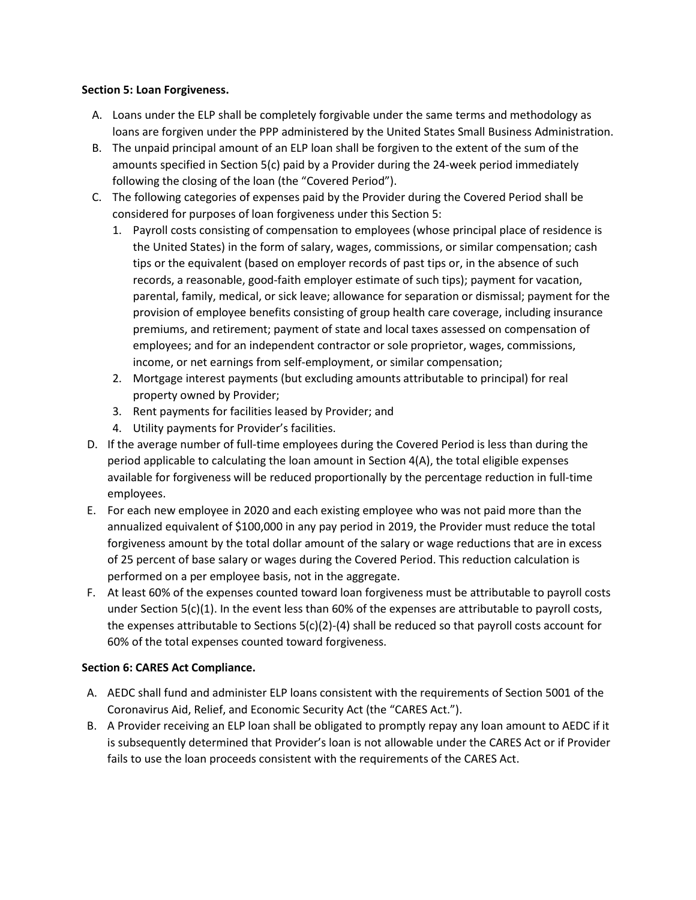**Section 5: Loan Forgiveness.**

A. Loans under the ELP shall be completely forgivable under the same terms and methodology as loans are forgiven under the PPP administered by the United States Small Business Administration.

B. The unpaid principal amount of an ELP loan shall be forgiven to the extent of the sum of the amounts specified in Section 5(c) paid by a Provider during the 24-week period immediately following the closing of the loan (the "Covered Period").

C. The following categories of expenses paid by the Provider during the Covered Period shall be considered for purposes of loan forgiveness under this Section 5:

   1. Payroll costs consisting of compensation to employees (whose principal place of residence is the United States) in the form of salary, wages, commissions, or similar compensation; cash tips or the equivalent (based on employer records of past tips or, in the absence of such records, a reasonable, good-faith employer estimate of such tips); payment for vacation, parental, family, medical, or sick leave; allowance for separation or dismissal; payment for the provision of employee benefits consisting of group health care coverage, including insurance premiums, and retirement; payment of state and local taxes assessed on compensation of employees; and for an independent contractor or sole proprietor, wages, commissions, income, or net earnings from self-employment, or similar compensation;
   2. Mortgage interest payments (but excluding amounts attributable to principal) for real property owned by Provider;
   3. Rent payments for facilities leased by Provider; and
   4. Utility payments for Provider's facilities.

D. If the average number of full-time employees during the Covered Period is less than during the period applicable to calculating the loan amount in Section 4(A), the total eligible expenses available for forgiveness will be reduced proportionally by the percentage reduction in full-time employees.

E. For each new employee in 2020 and each existing employee who was not paid more than the annualized equivalent of $100,000 in any pay period in 2019, the Provider must reduce the total forgiveness amount by the total dollar amount of the salary or wage reductions that are in excess of 25 percent of base salary or wages during the Covered Period. This reduction calculation is performed on a per employee basis, not in the aggregate.

F. At least 60% of the expenses counted toward loan forgiveness must be attributable to payroll costs under Section 5(c)(1). In the event less than 60% of the expenses are attributable to payroll costs, the expenses attributable to Sections 5(c)(2)-(4) shall be reduced so that payroll costs account for 60% of the total expenses counted toward forgiveness.

**Section 6: CARES Act Compliance.**

A. AEDC shall fund and administer ELP loans consistent with the requirements of Section 5001 of the Coronavirus Aid, Relief, and Economic Security Act (the "CARES Act.").

B. A Provider receiving an ELP loan shall be obligated to promptly repay any loan amount to AEDC if it is subsequently determined that Provider's loan is not allowable under the CARES Act or if Provider fails to use the loan proceeds consistent with the requirements of the CARES Act.